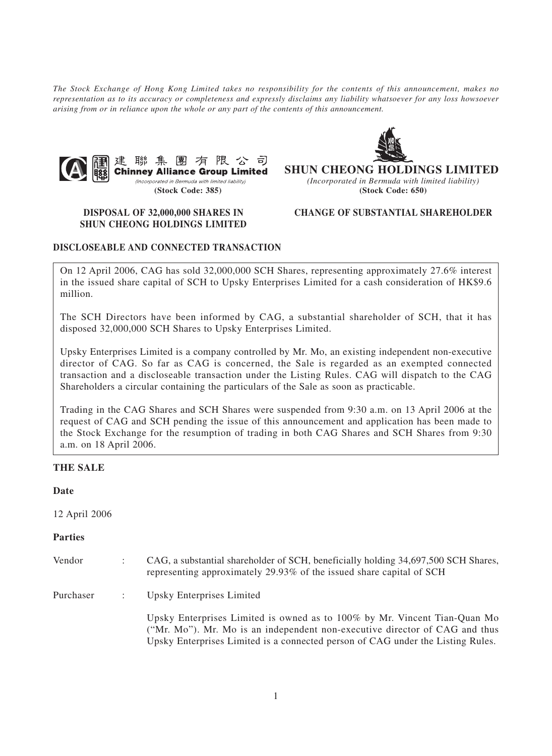*The Stock Exchange of Hong Kong Limited takes no responsibility for the contents of this announcement, makes no representation as to its accuracy or completeness and expressly disclaims any liability whatsoever for any loss howsoever arising from or in reliance upon the whole or any part of the contents of this announcement.*

建聯集團有限公司
**Chinney Alliance Group Limited**
*(Incorporated in Bermuda with limited liability)*
**(Stock Code: 385)**

**SHUN CHEONG HOLDINGS LIMITED**
*(Incorporated in Bermuda with limited liability)*
**(Stock Code: 650)**

**DISPOSAL OF 32,000,000 SHARES IN SHUN CHEONG HOLDINGS LIMITED**

**CHANGE OF SUBSTANTIAL SHAREHOLDER**

**DISCLOSEABLE AND CONNECTED TRANSACTION**

On 12 April 2006, CAG has sold 32,000,000 SCH Shares, representing approximately 27.6% interest in the issued share capital of SCH to Upsky Enterprises Limited for a cash consideration of HK$9.6 million.

The SCH Directors have been informed by CAG, a substantial shareholder of SCH, that it has disposed 32,000,000 SCH Shares to Upsky Enterprises Limited.

Upsky Enterprises Limited is a company controlled by Mr. Mo, an existing independent non-executive director of CAG. So far as CAG is concerned, the Sale is regarded as an exempted connected transaction and a discloseable transaction under the Listing Rules. CAG will dispatch to the CAG Shareholders a circular containing the particulars of the Sale as soon as practicable.

Trading in the CAG Shares and SCH Shares were suspended from 9:30 a.m. on 13 April 2006 at the request of CAG and SCH pending the issue of this announcement and application has been made to the Stock Exchange for the resumption of trading in both CAG Shares and SCH Shares from 9:30 a.m. on 18 April 2006.

**THE SALE**

**Date**

12 April 2006

**Parties**

Vendor : CAG, a substantial shareholder of SCH, beneficially holding 34,697,500 SCH Shares, representing approximately 29.93% of the issued share capital of SCH

Purchaser : Upsky Enterprises Limited

Upsky Enterprises Limited is owned as to 100% by Mr. Vincent Tian-Quan Mo ("Mr. Mo"). Mr. Mo is an independent non-executive director of CAG and thus Upsky Enterprises Limited is a connected person of CAG under the Listing Rules.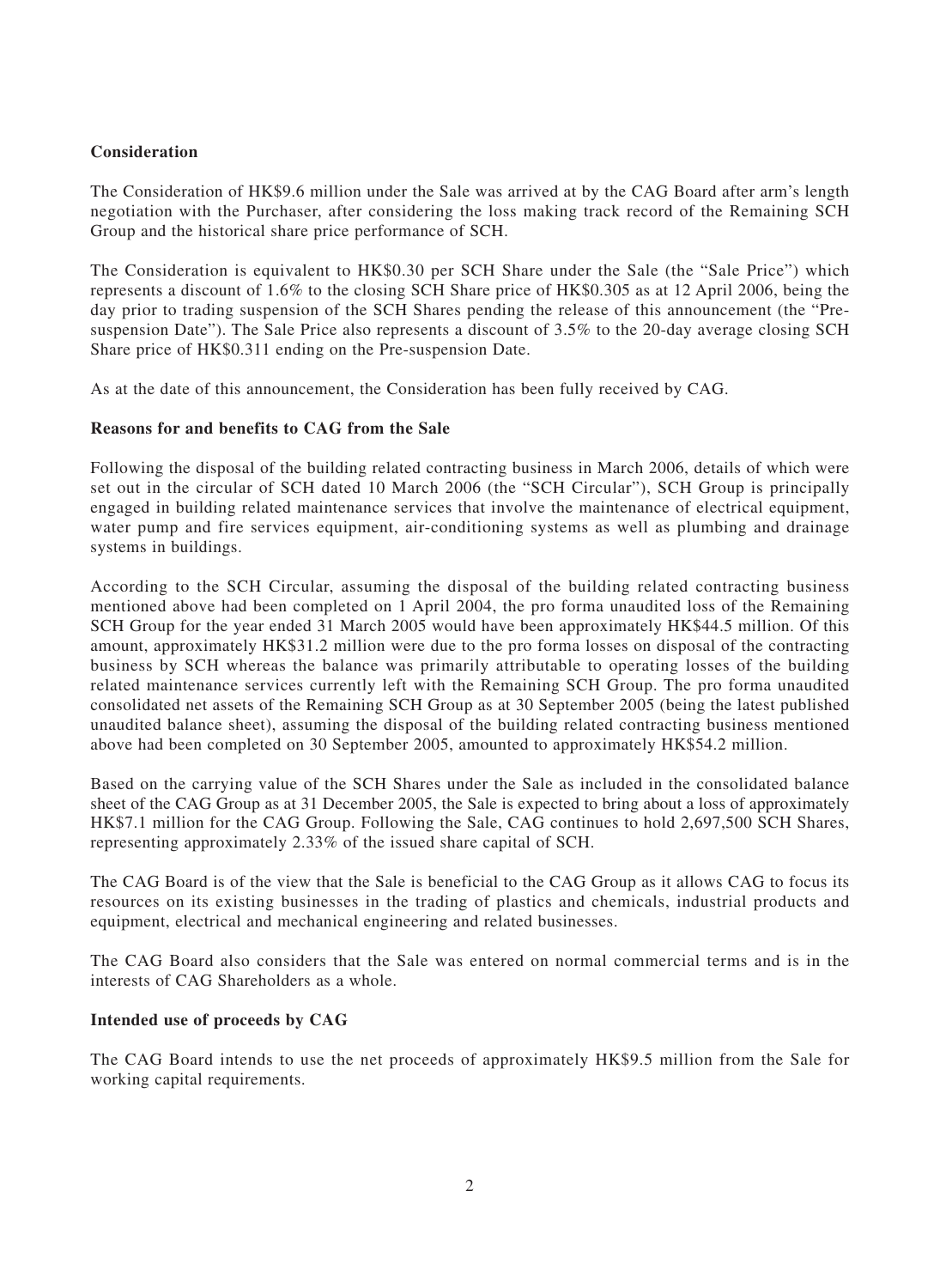**Consideration**

The Consideration of HK$9.6 million under the Sale was arrived at by the CAG Board after arm's length negotiation with the Purchaser, after considering the loss making track record of the Remaining SCH Group and the historical share price performance of SCH.

The Consideration is equivalent to HK$0.30 per SCH Share under the Sale (the "Sale Price") which represents a discount of 1.6% to the closing SCH Share price of HK$0.305 as at 12 April 2006, being the day prior to trading suspension of the SCH Shares pending the release of this announcement (the "Pre-suspension Date"). The Sale Price also represents a discount of 3.5% to the 20-day average closing SCH Share price of HK$0.311 ending on the Pre-suspension Date.

As at the date of this announcement, the Consideration has been fully received by CAG.

**Reasons for and benefits to CAG from the Sale**

Following the disposal of the building related contracting business in March 2006, details of which were set out in the circular of SCH dated 10 March 2006 (the "SCH Circular"), SCH Group is principally engaged in building related maintenance services that involve the maintenance of electrical equipment, water pump and fire services equipment, air-conditioning systems as well as plumbing and drainage systems in buildings.

According to the SCH Circular, assuming the disposal of the building related contracting business mentioned above had been completed on 1 April 2004, the pro forma unaudited loss of the Remaining SCH Group for the year ended 31 March 2005 would have been approximately HK$44.5 million. Of this amount, approximately HK$31.2 million were due to the pro forma losses on disposal of the contracting business by SCH whereas the balance was primarily attributable to operating losses of the building related maintenance services currently left with the Remaining SCH Group. The pro forma unaudited consolidated net assets of the Remaining SCH Group as at 30 September 2005 (being the latest published unaudited balance sheet), assuming the disposal of the building related contracting business mentioned above had been completed on 30 September 2005, amounted to approximately HK$54.2 million.

Based on the carrying value of the SCH Shares under the Sale as included in the consolidated balance sheet of the CAG Group as at 31 December 2005, the Sale is expected to bring about a loss of approximately HK$7.1 million for the CAG Group. Following the Sale, CAG continues to hold 2,697,500 SCH Shares, representing approximately 2.33% of the issued share capital of SCH.

The CAG Board is of the view that the Sale is beneficial to the CAG Group as it allows CAG to focus its resources on its existing businesses in the trading of plastics and chemicals, industrial products and equipment, electrical and mechanical engineering and related businesses.

The CAG Board also considers that the Sale was entered on normal commercial terms and is in the interests of CAG Shareholders as a whole.

**Intended use of proceeds by CAG**

The CAG Board intends to use the net proceeds of approximately HK$9.5 million from the Sale for working capital requirements.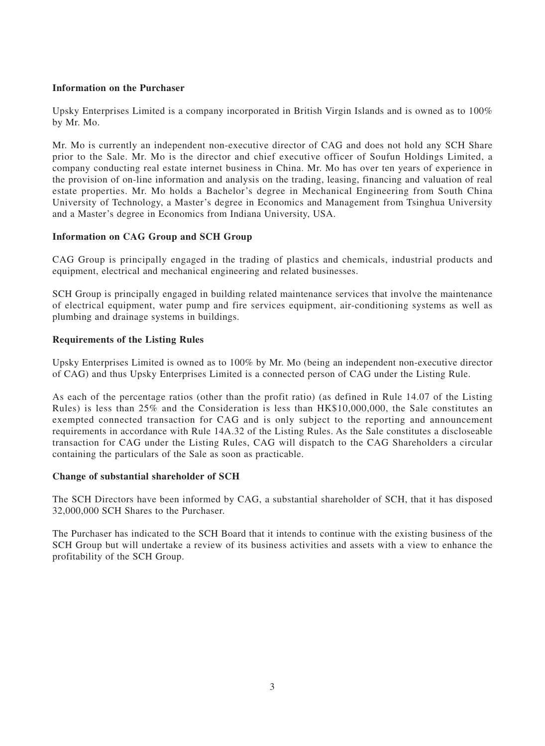**Information on the Purchaser**

Upsky Enterprises Limited is a company incorporated in British Virgin Islands and is owned as to 100% by Mr. Mo.

Mr. Mo is currently an independent non-executive director of CAG and does not hold any SCH Share prior to the Sale. Mr. Mo is the director and chief executive officer of Soufun Holdings Limited, a company conducting real estate internet business in China. Mr. Mo has over ten years of experience in the provision of on-line information and analysis on the trading, leasing, financing and valuation of real estate properties. Mr. Mo holds a Bachelor's degree in Mechanical Engineering from South China University of Technology, a Master's degree in Economics and Management from Tsinghua University and a Master's degree in Economics from Indiana University, USA.

**Information on CAG Group and SCH Group**

CAG Group is principally engaged in the trading of plastics and chemicals, industrial products and equipment, electrical and mechanical engineering and related businesses.

SCH Group is principally engaged in building related maintenance services that involve the maintenance of electrical equipment, water pump and fire services equipment, air-conditioning systems as well as plumbing and drainage systems in buildings.

**Requirements of the Listing Rules**

Upsky Enterprises Limited is owned as to 100% by Mr. Mo (being an independent non-executive director of CAG) and thus Upsky Enterprises Limited is a connected person of CAG under the Listing Rule.

As each of the percentage ratios (other than the profit ratio) (as defined in Rule 14.07 of the Listing Rules) is less than 25% and the Consideration is less than HK$10,000,000, the Sale constitutes an exempted connected transaction for CAG and is only subject to the reporting and announcement requirements in accordance with Rule 14A.32 of the Listing Rules. As the Sale constitutes a discloseable transaction for CAG under the Listing Rules, CAG will dispatch to the CAG Shareholders a circular containing the particulars of the Sale as soon as practicable.

**Change of substantial shareholder of SCH**

The SCH Directors have been informed by CAG, a substantial shareholder of SCH, that it has disposed 32,000,000 SCH Shares to the Purchaser.

The Purchaser has indicated to the SCH Board that it intends to continue with the existing business of the SCH Group but will undertake a review of its business activities and assets with a view to enhance the profitability of the SCH Group.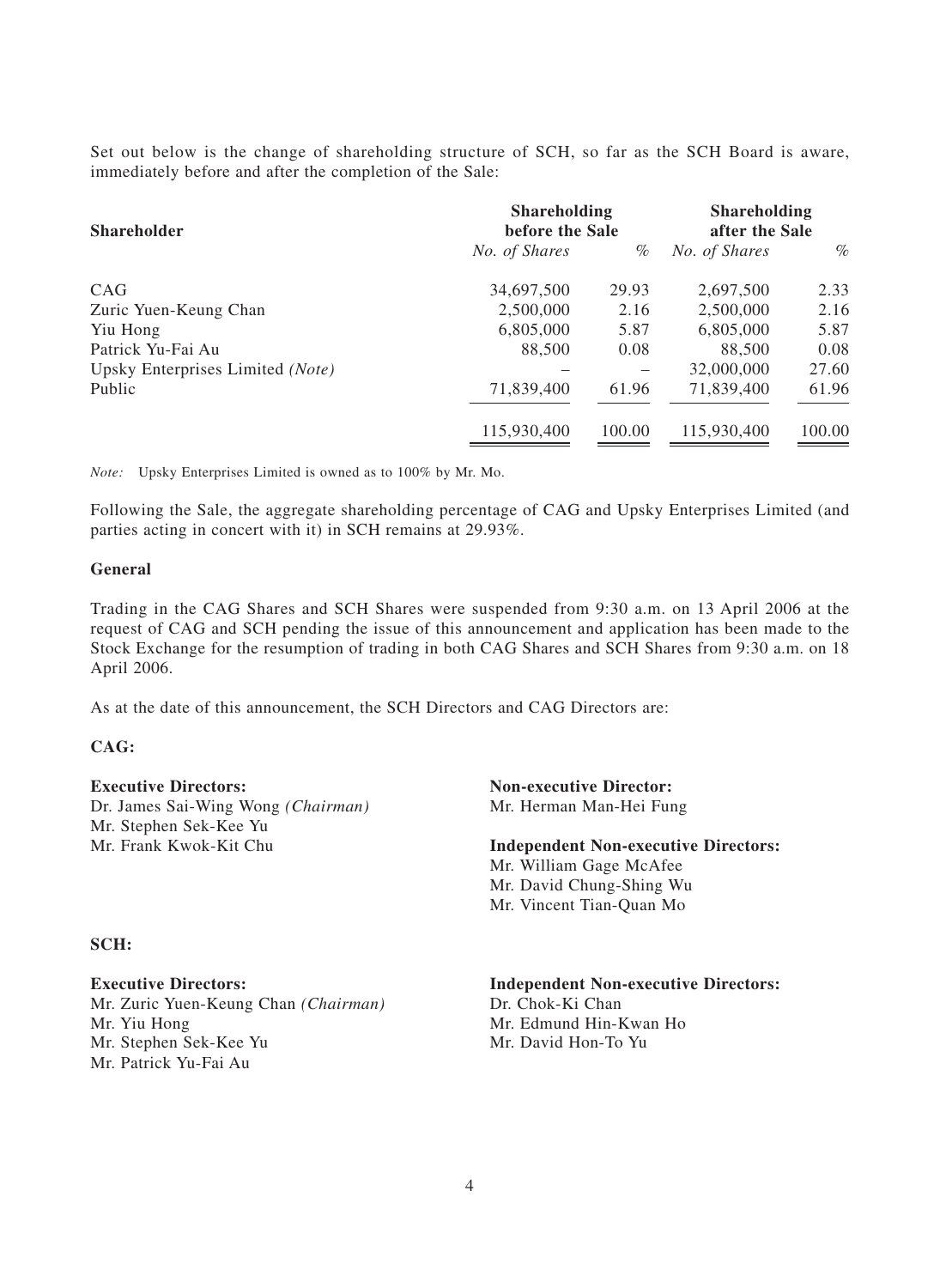Set out below is the change of shareholding structure of SCH, so far as the SCH Board is aware, immediately before and after the completion of the Sale:

| Shareholder | Shareholding before the Sale | | Shareholding after the Sale | |
|---|---|---|---|---|
| | *No. of Shares* | *%* | *No. of Shares* | *%* |
| CAG | 34,697,500 | 29.93 | 2,697,500 | 2.33 |
| Zuric Yuen-Keung Chan | 2,500,000 | 2.16 | 2,500,000 | 2.16 |
| Yiu Hong | 6,805,000 | 5.87 | 6,805,000 | 5.87 |
| Patrick Yu-Fai Au | 88,500 | 0.08 | 88,500 | 0.08 |
| Upsky Enterprises Limited *(Note)* | – | – | 32,000,000 | 27.60 |
| Public | 71,839,400 | 61.96 | 71,839,400 | 61.96 |
| | 115,930,400 | 100.00 | 115,930,400 | 100.00 |

*Note:* Upsky Enterprises Limited is owned as to 100% by Mr. Mo.

Following the Sale, the aggregate shareholding percentage of CAG and Upsky Enterprises Limited (and parties acting in concert with it) in SCH remains at 29.93%.

**General**

Trading in the CAG Shares and SCH Shares were suspended from 9:30 a.m. on 13 April 2006 at the request of CAG and SCH pending the issue of this announcement and application has been made to the Stock Exchange for the resumption of trading in both CAG Shares and SCH Shares from 9:30 a.m. on 18 April 2006.

As at the date of this announcement, the SCH Directors and CAG Directors are:

**CAG:**

**Executive Directors:**
Dr. James Sai-Wing Wong *(Chairman)*
Mr. Stephen Sek-Kee Yu
Mr. Frank Kwok-Kit Chu

**Non-executive Director:**
Mr. Herman Man-Hei Fung

**Independent Non-executive Directors:**
Mr. William Gage McAfee
Mr. David Chung-Shing Wu
Mr. Vincent Tian-Quan Mo

**SCH:**

**Executive Directors:**
Mr. Zuric Yuen-Keung Chan *(Chairman)*
Mr. Yiu Hong
Mr. Stephen Sek-Kee Yu
Mr. Patrick Yu-Fai Au

**Independent Non-executive Directors:**
Dr. Chok-Ki Chan
Mr. Edmund Hin-Kwan Ho
Mr. David Hon-To Yu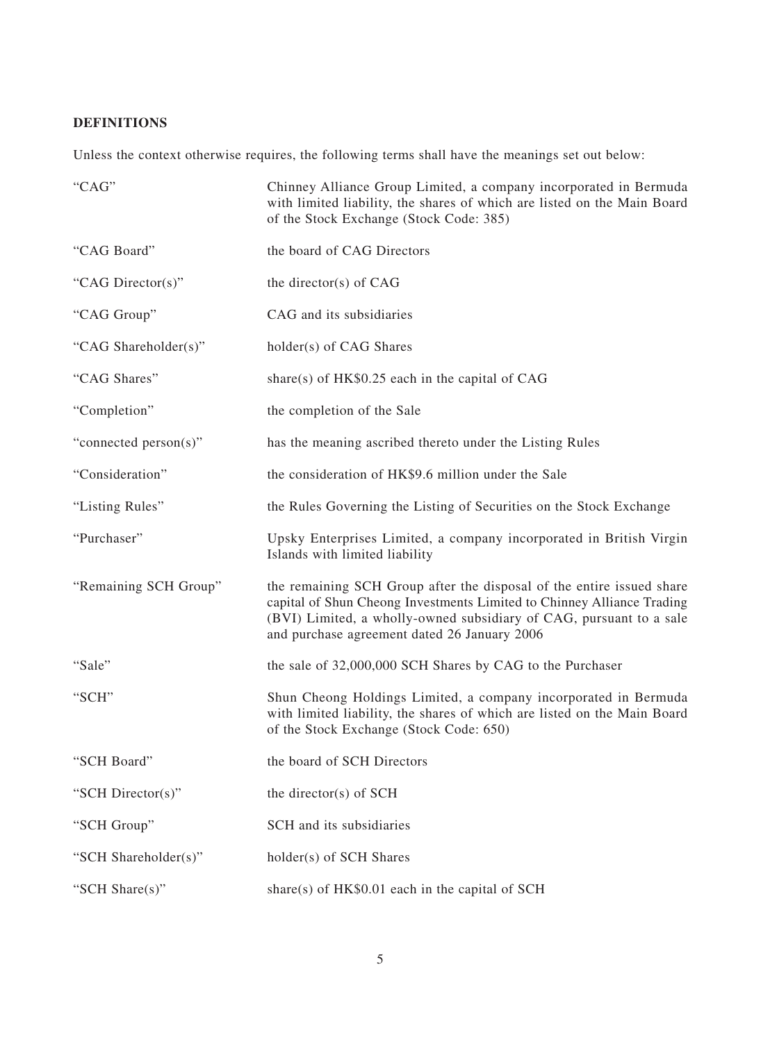## DEFINITIONS

Unless the context otherwise requires, the following terms shall have the meanings set out below:

| | |
|---|---|
| "CAG" | Chinney Alliance Group Limited, a company incorporated in Bermuda with limited liability, the shares of which are listed on the Main Board of the Stock Exchange (Stock Code: 385) |
| "CAG Board" | the board of CAG Directors |
| "CAG Director(s)" | the director(s) of CAG |
| "CAG Group" | CAG and its subsidiaries |
| "CAG Shareholder(s)" | holder(s) of CAG Shares |
| "CAG Shares" | share(s) of HK$0.25 each in the capital of CAG |
| "Completion" | the completion of the Sale |
| "connected person(s)" | has the meaning ascribed thereto under the Listing Rules |
| "Consideration" | the consideration of HK$9.6 million under the Sale |
| "Listing Rules" | the Rules Governing the Listing of Securities on the Stock Exchange |
| "Purchaser" | Upsky Enterprises Limited, a company incorporated in British Virgin Islands with limited liability |
| "Remaining SCH Group" | the remaining SCH Group after the disposal of the entire issued share capital of Shun Cheong Investments Limited to Chinney Alliance Trading (BVI) Limited, a wholly-owned subsidiary of CAG, pursuant to a sale and purchase agreement dated 26 January 2006 |
| "Sale" | the sale of 32,000,000 SCH Shares by CAG to the Purchaser |
| "SCH" | Shun Cheong Holdings Limited, a company incorporated in Bermuda with limited liability, the shares of which are listed on the Main Board of the Stock Exchange (Stock Code: 650) |
| "SCH Board" | the board of SCH Directors |
| "SCH Director(s)" | the director(s) of SCH |
| "SCH Group" | SCH and its subsidiaries |
| "SCH Shareholder(s)" | holder(s) of SCH Shares |
| "SCH Share(s)" | share(s) of HK$0.01 each in the capital of SCH |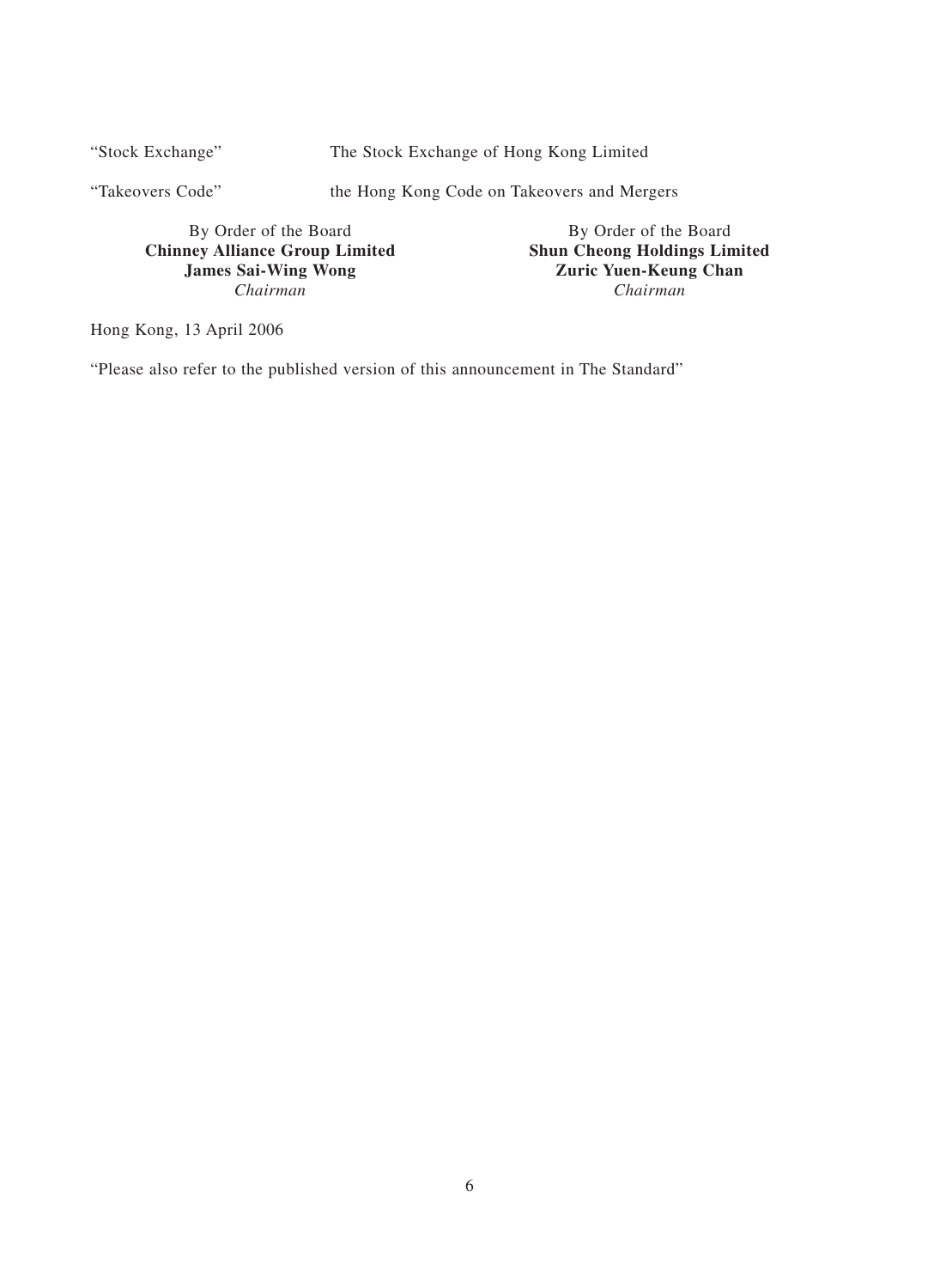| | |
|---|---|
| "Stock Exchange" | The Stock Exchange of Hong Kong Limited |
| "Takeovers Code" | the Hong Kong Code on Takeovers and Mergers |

| | |
|---|---|
| By Order of the Board | By Order of the Board |
| **Chinney Alliance Group Limited** | **Shun Cheong Holdings Limited** |
| **James Sai-Wing Wong** | **Zuric Yuen-Keung Chan** |
| *Chairman* | *Chairman* |

Hong Kong, 13 April 2006

"Please also refer to the published version of this announcement in The Standard"